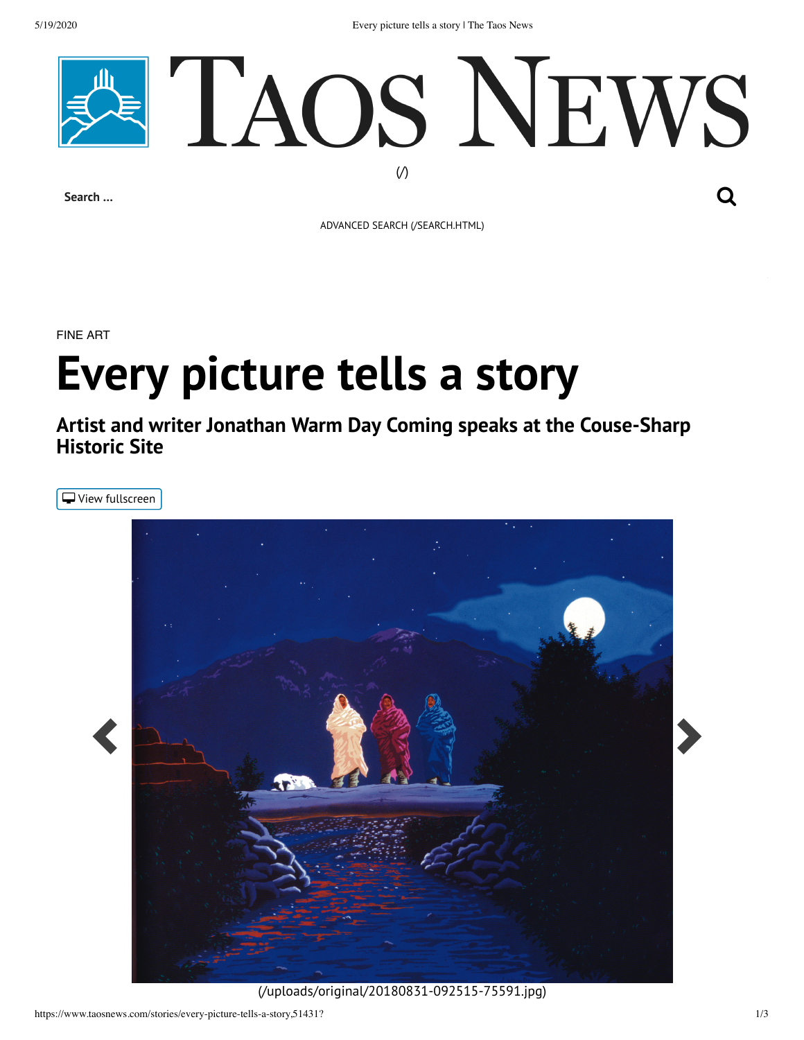(/)

Search ...

ADVANCED SEARCH (/SEARCH.HTML)

FINE ART

# Every picture tells a story

## Artist and writer Jonathan Warm Day Coming speaks at the Couse-Sharp Historic Site

View fullscreen

(/uploads/original/20180831-092515-75591.jpg)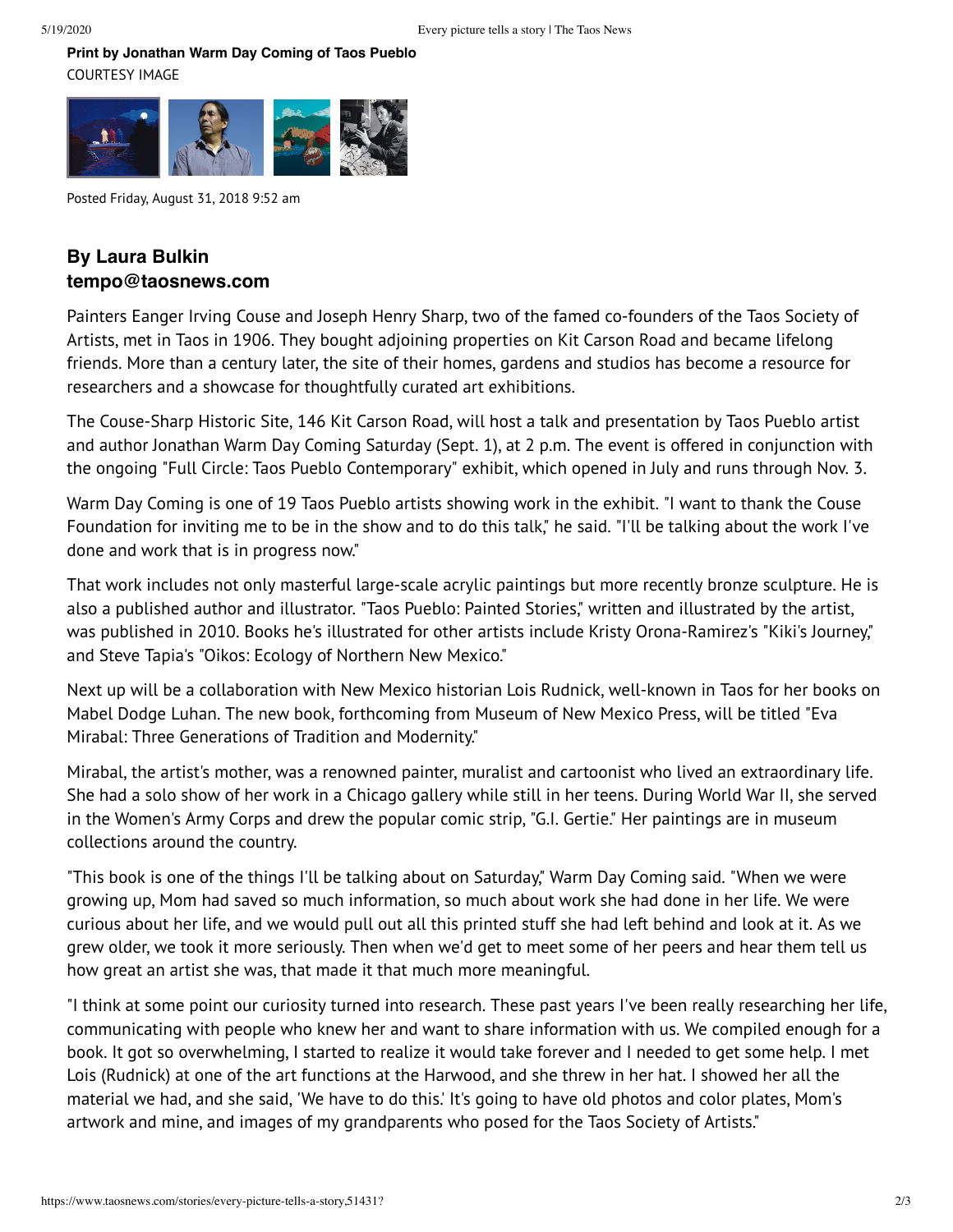**Print by Jonathan Warm Day Coming of Taos Pueblo**
COURTESY IMAGE

Posted Friday, August 31, 2018 9:52 am

### By Laura Bulkin
### tempo@taosnews.com

Painters Eanger Irving Couse and Joseph Henry Sharp, two of the famed co-founders of the Taos Society of Artists, met in Taos in 1906. They bought adjoining properties on Kit Carson Road and became lifelong friends. More than a century later, the site of their homes, gardens and studios has become a resource for researchers and a showcase for thoughtfully curated art exhibitions.

The Couse-Sharp Historic Site, 146 Kit Carson Road, will host a talk and presentation by Taos Pueblo artist and author Jonathan Warm Day Coming Saturday (Sept. 1), at 2 p.m. The event is offered in conjunction with the ongoing "Full Circle: Taos Pueblo Contemporary" exhibit, which opened in July and runs through Nov. 3.

Warm Day Coming is one of 19 Taos Pueblo artists showing work in the exhibit. "I want to thank the Couse Foundation for inviting me to be in the show and to do this talk," he said. "I'll be talking about the work I've done and work that is in progress now."

That work includes not only masterful large-scale acrylic paintings but more recently bronze sculpture. He is also a published author and illustrator. "Taos Pueblo: Painted Stories," written and illustrated by the artist, was published in 2010. Books he's illustrated for other artists include Kristy Orona-Ramirez's "Kiki's Journey," and Steve Tapia's "Oikos: Ecology of Northern New Mexico."

Next up will be a collaboration with New Mexico historian Lois Rudnick, well-known in Taos for her books on Mabel Dodge Luhan. The new book, forthcoming from Museum of New Mexico Press, will be titled "Eva Mirabal: Three Generations of Tradition and Modernity."

Mirabal, the artist's mother, was a renowned painter, muralist and cartoonist who lived an extraordinary life. She had a solo show of her work in a Chicago gallery while still in her teens. During World War II, she served in the Women's Army Corps and drew the popular comic strip, "G.I. Gertie." Her paintings are in museum collections around the country.

"This book is one of the things I'll be talking about on Saturday," Warm Day Coming said. "When we were growing up, Mom had saved so much information, so much about work she had done in her life. We were curious about her life, and we would pull out all this printed stuff she had left behind and look at it. As we grew older, we took it more seriously. Then when we'd get to meet some of her peers and hear them tell us how great an artist she was, that made it that much more meaningful.

"I think at some point our curiosity turned into research. These past years I've been really researching her life, communicating with people who knew her and want to share information with us. We compiled enough for a book. It got so overwhelming, I started to realize it would take forever and I needed to get some help. I met Lois (Rudnick) at one of the art functions at the Harwood, and she threw in her hat. I showed her all the material we had, and she said, 'We have to do this.' It's going to have old photos and color plates, Mom's artwork and mine, and images of my grandparents who posed for the Taos Society of Artists."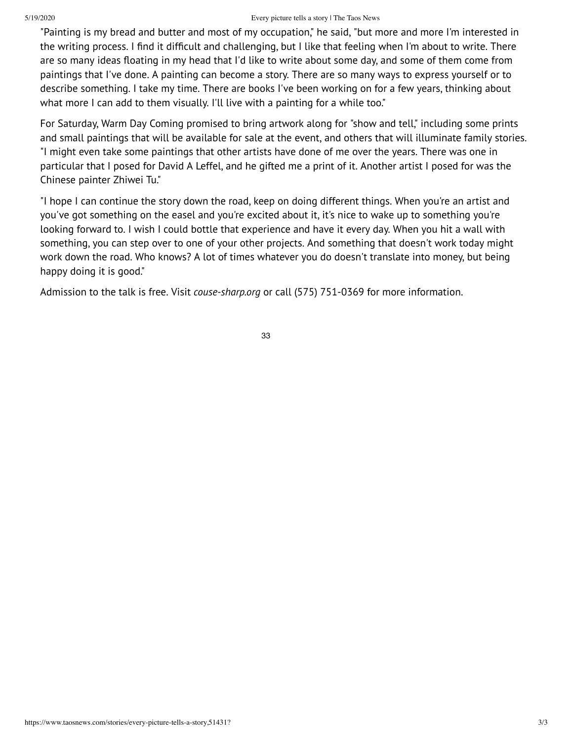"Painting is my bread and butter and most of my occupation," he said, "but more and more I'm interested in the writing process. I find it difficult and challenging, but I like that feeling when I'm about to write. There are so many ideas floating in my head that I'd like to write about some day, and some of them come from paintings that I've done. A painting can become a story. There are so many ways to express yourself or to describe something. I take my time. There are books I've been working on for a few years, thinking about what more I can add to them visually. I'll live with a painting for a while too."

For Saturday, Warm Day Coming promised to bring artwork along for "show and tell," including some prints and small paintings that will be available for sale at the event, and others that will illuminate family stories. "I might even take some paintings that other artists have done of me over the years. There was one in particular that I posed for David A Leffel, and he gifted me a print of it. Another artist I posed for was the Chinese painter Zhiwei Tu."

"I hope I can continue the story down the road, keep on doing different things. When you're an artist and you've got something on the easel and you're excited about it, it's nice to wake up to something you're looking forward to. I wish I could bottle that experience and have it every day. When you hit a wall with something, you can step over to one of your other projects. And something that doesn't work today might work down the road. Who knows? A lot of times whatever you do doesn't translate into money, but being happy doing it is good."

Admission to the talk is free. Visit *couse-sharp.org* or call (575) 751-0369 for more information.

33